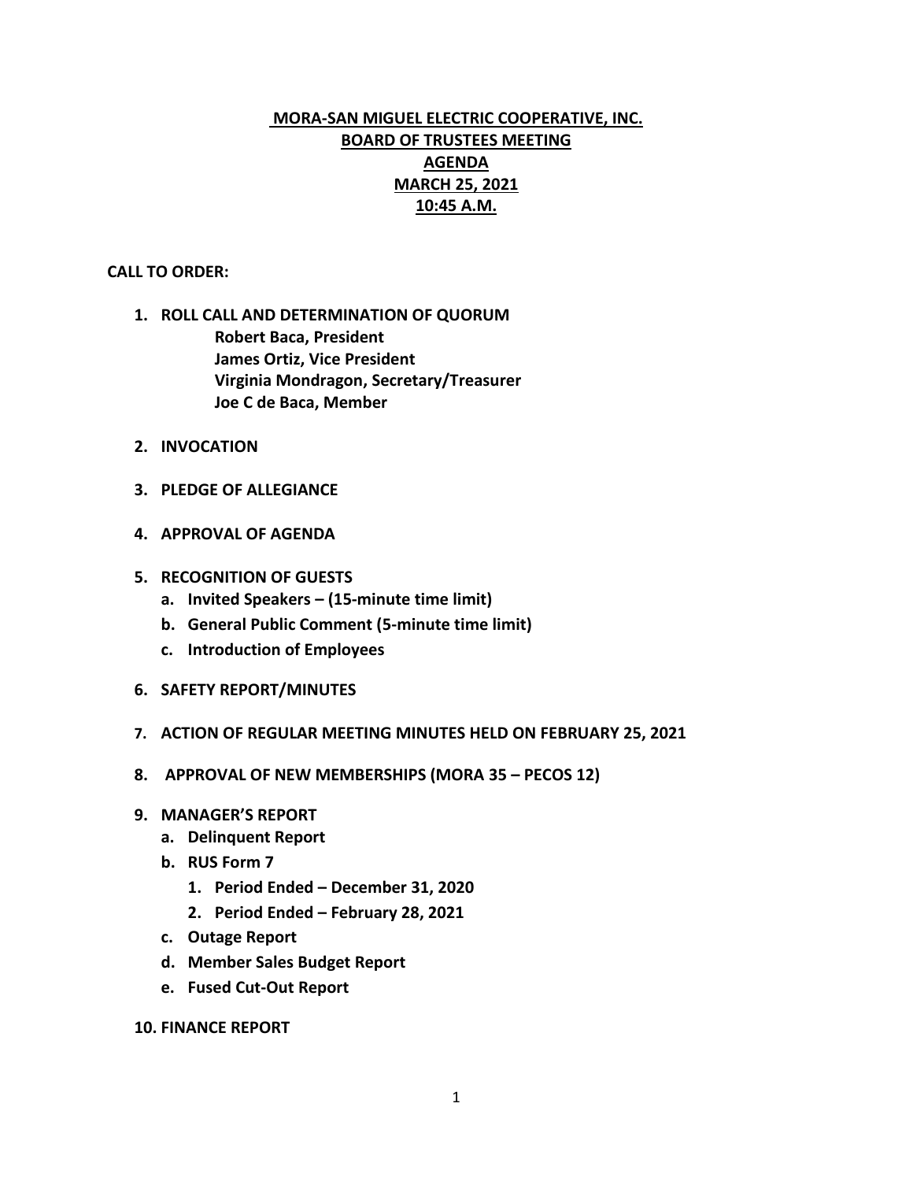# MORA-SAN MIGUEL ELECTRIC COOPERATIVE, INC.
## BOARD OF TRUSTEES MEETING
## AGENDA
## MARCH 25, 2021
## 10:45 A.M.

**CALL TO ORDER:**

1. **ROLL CALL AND DETERMINATION OF QUORUM**
   - **Robert Baca, President**
   - **James Ortiz, Vice President**
   - **Virginia Mondragon, Secretary/Treasurer**
   - **Joe C de Baca, Member**

2. **INVOCATION**

3. **PLEDGE OF ALLEGIANCE**

4. **APPROVAL OF AGENDA**

5. **RECOGNITION OF GUESTS**
   a. **Invited Speakers – (15-minute time limit)**
   b. **General Public Comment (5-minute time limit)**
   c. **Introduction of Employees**

6. **SAFETY REPORT/MINUTES**

7. **ACTION OF REGULAR MEETING MINUTES HELD ON FEBRUARY 25, 2021**

8. **APPROVAL OF NEW MEMBERSHIPS (MORA 35 – PECOS 12)**

9. **MANAGER'S REPORT**
   a. **Delinquent Report**
   b. **RUS Form 7**
      1. **Period Ended – December 31, 2020**
      2. **Period Ended – February 28, 2021**
   c. **Outage Report**
   d. **Member Sales Budget Report**
   e. **Fused Cut-Out Report**

10. **FINANCE REPORT**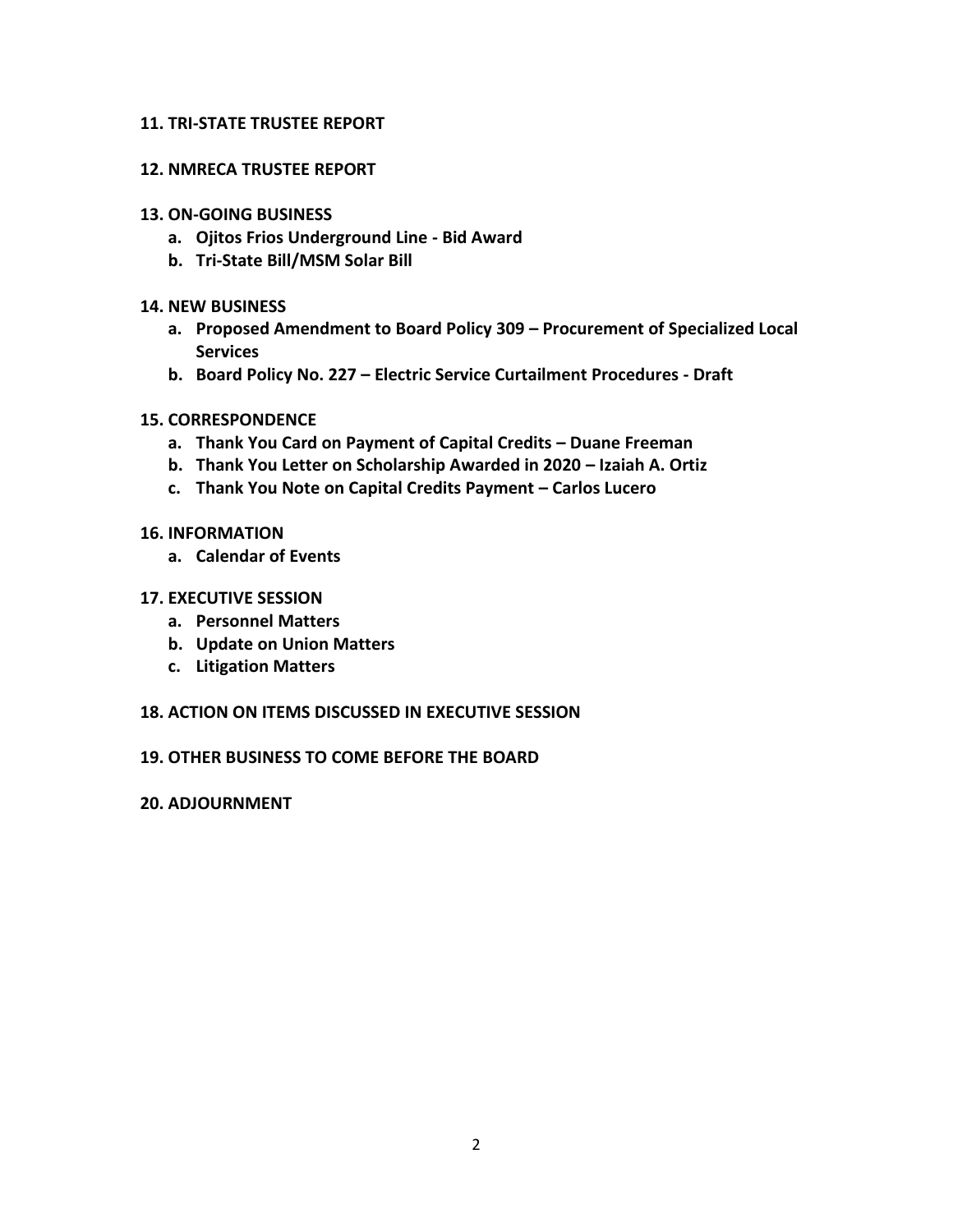**11. TRI-STATE TRUSTEE REPORT**

**12. NMRECA TRUSTEE REPORT**

**13. ON-GOING BUSINESS**

- **a. Ojitos Frios Underground Line - Bid Award**
- **b. Tri-State Bill/MSM Solar Bill**

**14. NEW BUSINESS**

- **a. Proposed Amendment to Board Policy 309 – Procurement of Specialized Local Services**
- **b. Board Policy No. 227 – Electric Service Curtailment Procedures - Draft**

**15. CORRESPONDENCE**

- **a. Thank You Card on Payment of Capital Credits – Duane Freeman**
- **b. Thank You Letter on Scholarship Awarded in 2020 – Izaiah A. Ortiz**
- **c. Thank You Note on Capital Credits Payment – Carlos Lucero**

**16. INFORMATION**

- **a. Calendar of Events**

**17. EXECUTIVE SESSION**

- **a. Personnel Matters**
- **b. Update on Union Matters**
- **c. Litigation Matters**

**18. ACTION ON ITEMS DISCUSSED IN EXECUTIVE SESSION**

**19. OTHER BUSINESS TO COME BEFORE THE BOARD**

**20. ADJOURNMENT**